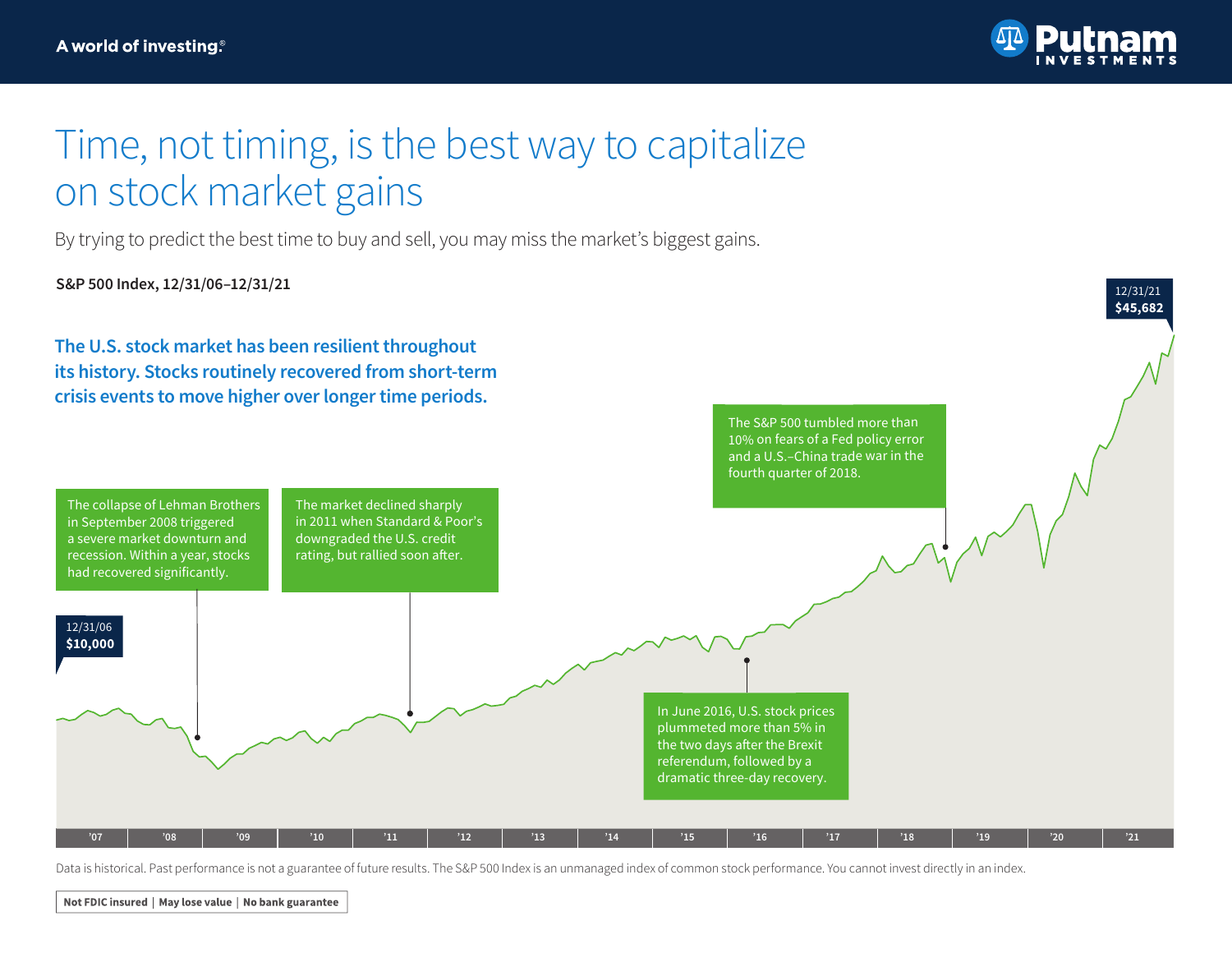A world of investing®

Putnam INVESTMENTS

# Time, not timing, is the best way to capitalize on stock market gains

By trying to predict the best time to buy and sell, you may miss the market's biggest gains.

**S&P 500 Index, 12/31/06–12/31/21**

**The U.S. stock market has been resilient throughout its history. Stocks routinely recovered from short-term crisis events to move higher over longer time periods.**

12/31/06
**$10,000**

The collapse of Lehman Brothers in September 2008 triggered a severe market downturn and recession. Within a year, stocks had recovered significantly.

The market declined sharply in 2011 when Standard & Poor's downgraded the U.S. credit rating, but rallied soon after.

In June 2016, U.S. stock prices plummeted more than 5% in the two days after the Brexit referendum, followed by a dramatic three-day recovery.

The S&P 500 tumbled more than 10% on fears of a Fed policy error and a U.S.–China trade war in the fourth quarter of 2018.

12/31/21
**$45,682**

'07 '08 '09 '10 '11 '12 '13 '14 '15 '16 '17 '18 '19 '20 '21

Data is historical. Past performance is not a guarantee of future results. The S&P 500 Index is an unmanaged index of common stock performance. You cannot invest directly in an index.

**Not FDIC insured | May lose value | No bank guarantee**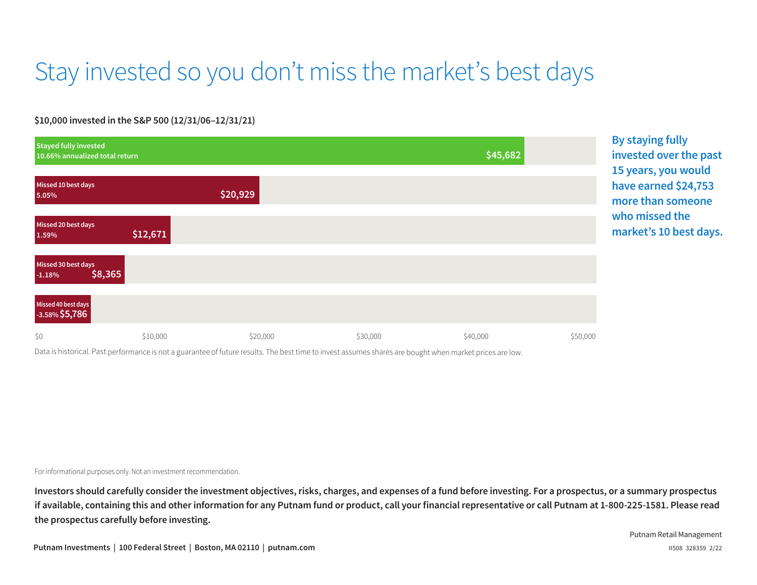# Stay invested so you don't miss the market's best days

**$10,000 invested in the S&P 500 (12/31/06–12/31/21)**

Stayed fully invested
10.66% annualized total return
$45,682

Missed 10 best days
5.05%
$20,929

Missed 20 best days
1.59%
$12,671

Missed 30 best days
-1.18%
$8,365

Missed 40 best days
-3.58%
$5,786

$0
$10,000
$20,000
$30,000
$40,000
$50,000

Data is historical. Past performance is not a guarantee of future results. The best time to invest assumes shares are bought when market prices are low.

**By staying fully invested over the past 15 years, you would have earned $24,753 more than someone who missed the market's 10 best days.**

For informational purposes only. Not an investment recommendation.

**Investors should carefully consider the investment objectives, risks, charges, and expenses of a fund before investing. For a prospectus, or a summary prospectus if available, containing this and other information for any Putnam fund or product, call your financial representative or call Putnam at 1-800-225-1581. Please read the prospectus carefully before investing.**

Putnam Retail Management

**Putnam Investments | 100 Federal Street | Boston, MA 02110 | putnam.com**

II508 328359 2/22